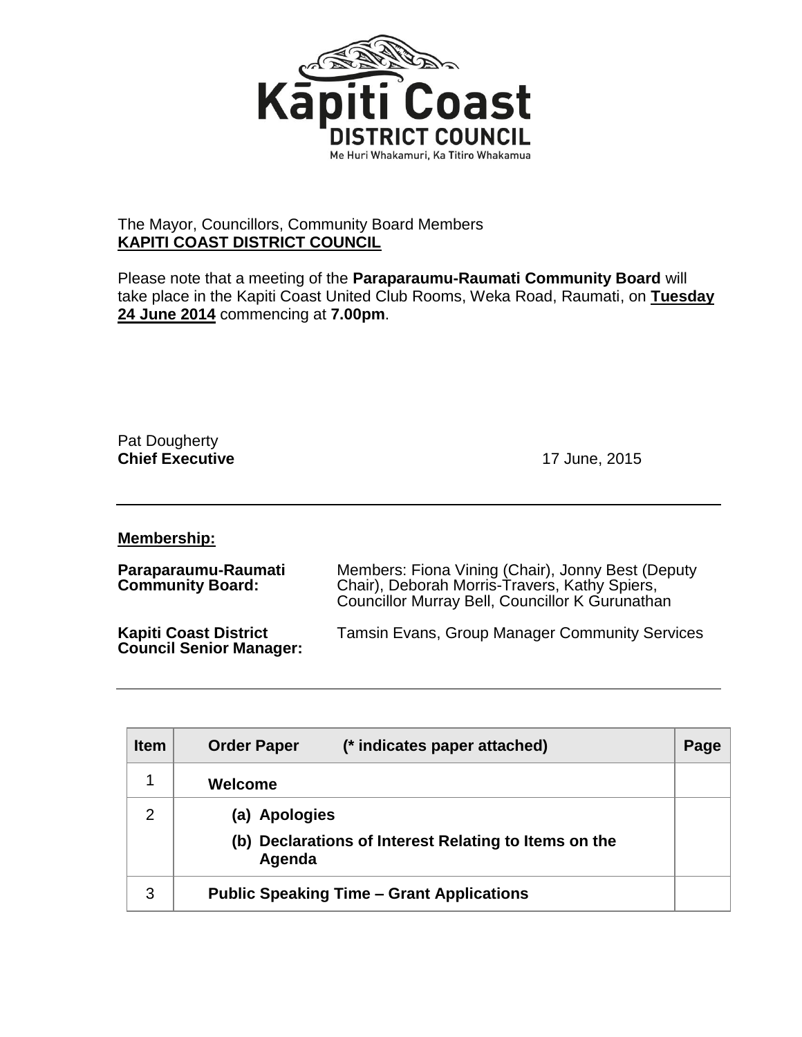The Mayor, Councillors, Community Board Members
**KAPITI COAST DISTRICT COUNCIL**

Please note that a meeting of the **Paraparaumu-Raumati Community Board** will take place in the Kapiti Coast United Club Rooms, Weka Road, Raumati, on **Tuesday 24 June 2014** commencing at **7.00pm**.

Pat Dougherty
**Chief Executive**

17 June, 2015

---

**Membership:**

| | |
|---|---|
| **Paraparaumu-Raumati Community Board:** | Members: Fiona Vining (Chair), Jonny Best (Deputy Chair), Deborah Morris-Travers, Kathy Spiers, Councillor Murray Bell, Councillor K Gurunathan |
| **Kapiti Coast District Council Senior Manager:** | Tamsin Evans, Group Manager Community Services |

---

| Item | Order Paper (* indicates paper attached) | Page |
|---|---|---|
| 1 | **Welcome** | |
| 2 | **(a) Apologies**<br>**(b) Declarations of Interest Relating to Items on the Agenda** | |
| 3 | **Public Speaking Time – Grant Applications** | |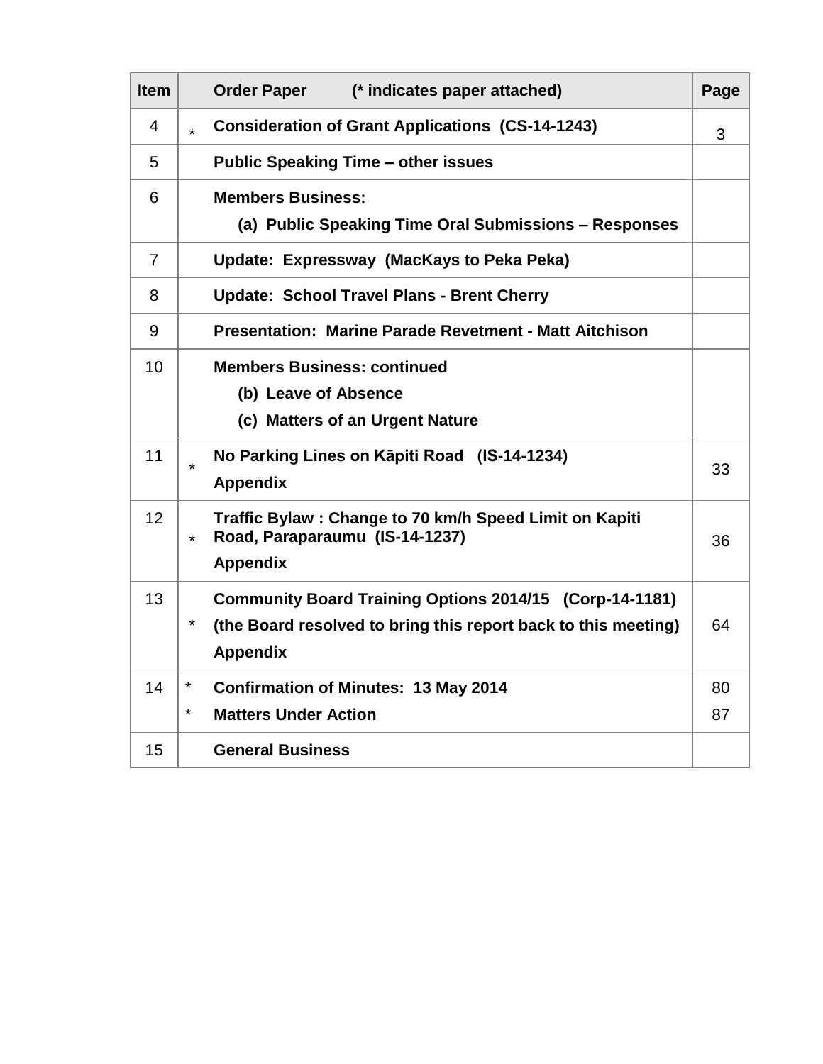| Item | | Order Paper (* indicates paper attached) | Page |
|---|---|---|---|
| 4 | * | **Consideration of Grant Applications (CS-14-1243)** | 3 |
| 5 | | **Public Speaking Time – other issues** | |
| 6 | | **Members Business:**<br>**(a) Public Speaking Time Oral Submissions – Responses** | |
| 7 | | **Update: Expressway (MacKays to Peka Peka)** | |
| 8 | | **Update: School Travel Plans - Brent Cherry** | |
| 9 | | **Presentation: Marine Parade Revetment - Matt Aitchison** | |
| 10 | | **Members Business: continued**<br>**(b) Leave of Absence**<br>**(c) Matters of an Urgent Nature** | |
| 11 | * | **No Parking Lines on Kāpiti Road (IS-14-1234)**<br>**Appendix** | 33 |
| 12 | * | **Traffic Bylaw : Change to 70 km/h Speed Limit on Kapiti Road, Paraparaumu (IS-14-1237)**<br>**Appendix** | 36 |
| 13 | * | **Community Board Training Options 2014/15 (Corp-14-1181)**<br>**(the Board resolved to bring this report back to this meeting)**<br>**Appendix** | 64 |
| 14 | *<br>* | **Confirmation of Minutes: 13 May 2014**<br>**Matters Under Action** | 80<br>87 |
| 15 | | **General Business** | |